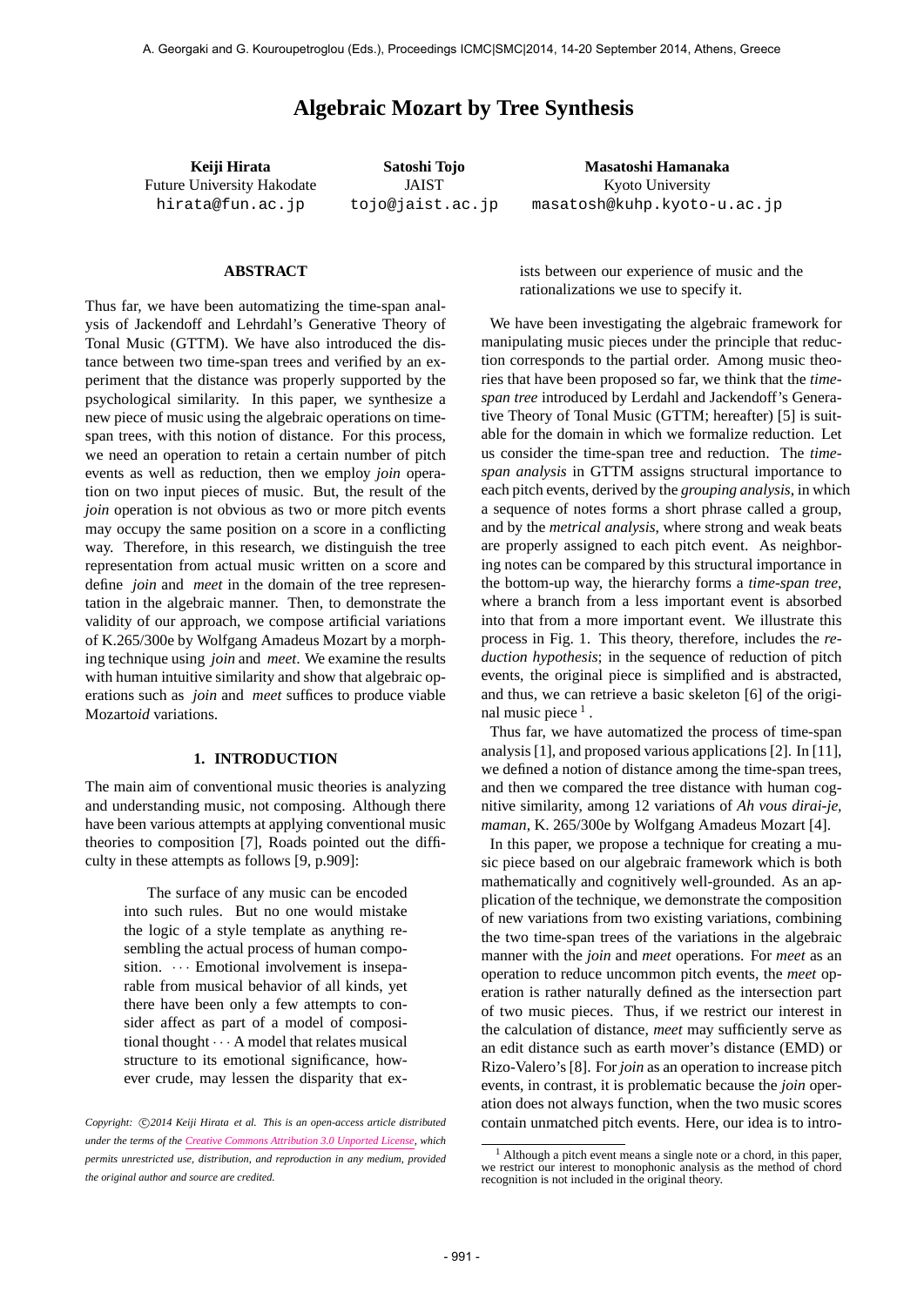# Algebraic Mozart by Tree Synthesis

**Keiji Hirata**
Future University Hakodate
hirata@fun.ac.jp

**Satoshi Tojo**
JAIST
tojo@jaist.ac.jp

**Masatoshi Hamanaka**
Kyoto University
masatosh@kuhp.kyoto-u.ac.jp

## ABSTRACT

Thus far, we have been automatizing the time-span analysis of Jackendoff and Lehrdahl's Generative Theory of Tonal Music (GTTM). We have also introduced the distance between two time-span trees and verified by an experiment that the distance was properly supported by the psychological similarity. In this paper, we synthesize a new piece of music using the algebraic operations on time-span trees, with this notion of distance. For this process, we need an operation to retain a certain number of pitch events as well as reduction, then we employ *join* operation on two input pieces of music. But, the result of the *join* operation is not obvious as two or more pitch events may occupy the same position on a score in a conflicting way. Therefore, in this research, we distinguish the tree representation from actual music written on a score and define *join* and *meet* in the domain of the tree representation in the algebraic manner. Then, to demonstrate the validity of our approach, we compose artificial variations of K.265/300e by Wolfgang Amadeus Mozart by a morphing technique using *join* and *meet*. We examine the results with human intuitive similarity and show that algebraic operations such as *join* and *meet* suffices to produce viable Mozart*oid* variations.

## 1. INTRODUCTION

The main aim of conventional music theories is analyzing and understanding music, not composing. Although there have been various attempts at applying conventional music theories to composition [7], Roads pointed out the difficulty in these attempts as follows [9, p.909]:

> The surface of any music can be encoded into such rules. But no one would mistake the logic of a style template as anything resembling the actual process of human composition. $\cdots$ Emotional involvement is inseparable from musical behavior of all kinds, yet there have been only a few attempts to consider affect as part of a model of compositional thought $\cdots$ A model that relates musical structure to its emotional significance, however crude, may lessen the disparity that exists between our experience of music and the rationalizations we use to specify it.

We have been investigating the algebraic framework for manipulating music pieces under the principle that reduction corresponds to the partial order. Among music theories that have been proposed so far, we think that the *time-span tree* introduced by Lerdahl and Jackendoff's Generative Theory of Tonal Music (GTTM; hereafter) [5] is suitable for the domain in which we formalize reduction. Let us consider the time-span tree and reduction. The *time-span analysis* in GTTM assigns structural importance to each pitch event, derived by the *grouping analysis*, in which a sequence of notes forms a short phrase called a group, and by the *metrical analysis*, where strong and weak beats are properly assigned to each pitch event. As neighboring notes can be compared by this structural importance in the bottom-up way, the hierarchy forms a *time-span tree*, where a branch from a less important event is absorbed into that from a more important event. We illustrate this process in Fig. 1. This theory, therefore, includes the *reduction hypothesis*; in the sequence of reduction of pitch events, the original piece is simplified and is abstracted, and thus, we can retrieve a basic skeleton [6] of the original music piece [1].

Thus far, we have automatized the process of time-span analysis [1], and proposed various applications [2]. In [11], we defined a notion of distance among the time-span trees, and then we compared the tree distance with human cognitive similarity, among 12 variations of *Ah vous dirai-je, maman*, K. 265/300e by Wolfgang Amadeus Mozart [4].

In this paper, we propose a technique for creating a music piece based on our algebraic framework which is both mathematically and cognitively well-grounded. As an application of the technique, we demonstrate the composition of new variations from two existing variations, combining the two time-span trees of the variations in the algebraic manner with the *join* and *meet* operations. For *meet* as an operation to reduce uncommon pitch events, the *meet* operation is rather naturally defined as the intersection part of two music pieces. Thus, if we restrict our interest in the calculation of distance, *meet* may sufficiently serve as an edit distance such as earth mover's distance (EMD) or Rizo-Valero's [8]. For *join* as an operation to increase pitch events, in contrast, it is problematic because the *join* operation does not always function, when the two music scores contain unmatched pitch events. Here, our idea is to intro-

[1] Although a pitch event means a single note or a chord, in this paper, we restrict our interest to monophonic analysis as the method of chord recognition is not included in the original theory.

Copyright: ©2014 Keiji Hirata et al. This is an open-access article distributed under the terms of the Creative Commons Attribution 3.0 Unported License, which permits unrestricted use, distribution, and reproduction in any medium, provided the original author and source are credited.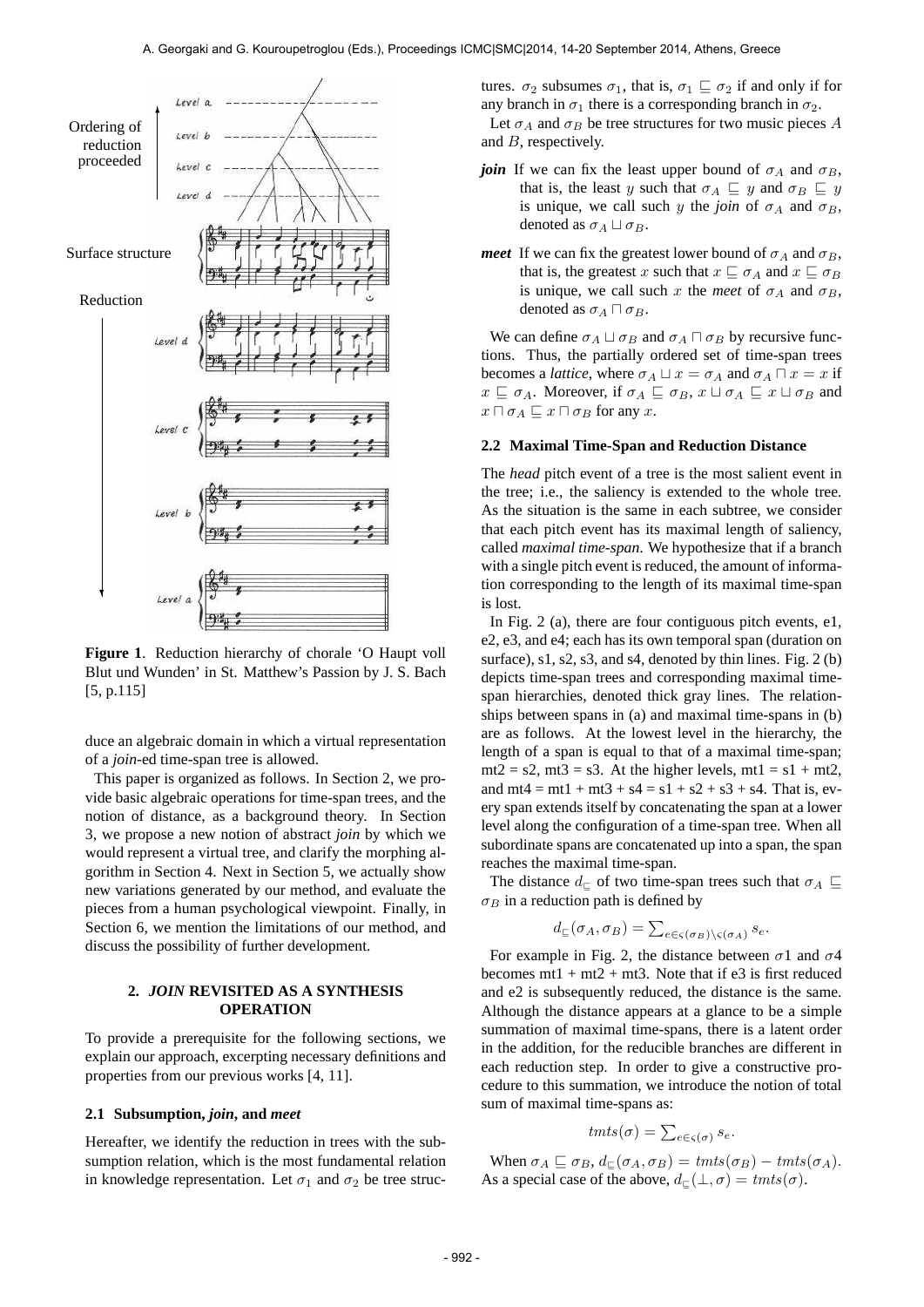**Figure 1**. Reduction hierarchy of chorale 'O Haupt voll Blut und Wunden' in St. Matthew's Passion by J. S. Bach [5, p.115]

duce an algebraic domain in which a virtual representation of a *join*-ed time-span tree is allowed.

This paper is organized as follows. In Section 2, we provide basic algebraic operations for time-span trees, and the notion of distance, as a background theory. In Section 3, we propose a new notion of abstract *join* by which we would represent a virtual tree, and clarify the morphing algorithm in Section 4. Next in Section 5, we actually show new variations generated by our method, and evaluate the pieces from a human psychological viewpoint. Finally, in Section 6, we mention the limitations of our method, and discuss the possibility of further development.

## 2. *JOIN* REVISITED AS A SYNTHESIS OPERATION

To provide a prerequisite for the following sections, we explain our approach, excerpting necessary definitions and properties from our previous works [4, 11].

### 2.1 Subsumption, *join*, and *meet*

Hereafter, we identify the reduction in trees with the subsumption relation, which is the most fundamental relation in knowledge representation. Let $\sigma_1$ and $\sigma_2$ be tree structures. $\sigma_2$ subsumes $\sigma_1$, that is, $\sigma_1 \sqsubseteq \sigma_2$ if and only if for any branch in $\sigma_1$ there is a corresponding branch in $\sigma_2$.

Let $\sigma_A$ and $\sigma_B$ be tree structures for two music pieces $A$ and $B$, respectively.

***join*** If we can fix the least upper bound of $\sigma_A$ and $\sigma_B$, that is, the least $y$ such that $\sigma_A \sqsubseteq y$ and $\sigma_B \sqsubseteq y$ is unique, we call such $y$ the *join* of $\sigma_A$ and $\sigma_B$, denoted as $\sigma_A \sqcup \sigma_B$.

***meet*** If we can fix the greatest lower bound of $\sigma_A$ and $\sigma_B$, that is, the greatest $x$ such that $x \sqsubseteq \sigma_A$ and $x \sqsubseteq \sigma_B$ is unique, we call such $x$ the *meet* of $\sigma_A$ and $\sigma_B$, denoted as $\sigma_A \sqcap \sigma_B$.

We can define $\sigma_A \sqcup \sigma_B$ and $\sigma_A \sqcap \sigma_B$ by recursive functions. Thus, the partially ordered set of time-span trees becomes a *lattice*, where $\sigma_A \sqcup x = \sigma_A$ and $\sigma_A \sqcap x = x$ if $x \sqsubseteq \sigma_A$. Moreover, if $\sigma_A \sqsubseteq \sigma_B$, $x \sqcup \sigma_A \sqsubseteq x \sqcup \sigma_B$ and $x \sqcap \sigma_A \sqsubseteq x \sqcap \sigma_B$ for any $x$.

### 2.2 Maximal Time-Span and Reduction Distance

The *head* pitch event of a tree is the most salient event in the tree; i.e., the saliency is extended to the whole tree. As the situation is the same in each subtree, we consider that each pitch event has its maximal length of saliency, called *maximal time-span*. We hypothesize that if a branch with a single pitch event is reduced, the amount of information corresponding to the length of its maximal time-span is lost.

In Fig. 2 (a), there are four contiguous pitch events, e1, e2, e3, and e4; each has its own temporal span (duration on surface), s1, s2, s3, and s4, denoted by thin lines. Fig. 2 (b) depicts time-span trees and corresponding maximal time-span hierarchies, denoted thick gray lines. The relationships between spans in (a) and maximal time-spans in (b) are as follows. At the lowest level in the hierarchy, the length of a span is equal to that of a maximal time-span; mt2 = s2, mt3 = s3. At the higher levels, mt1 = s1 + mt2, and mt4 = mt1 + mt3 + s4 = s1 + s2 + s3 + s4. That is, every span extends itself by concatenating the span at a lower level along the configuration of a time-span tree. When all subordinate spans are concatenated up into a span, the span reaches the maximal time-span.

The distance $d_{\sqsubseteq}$ of two time-span trees such that $\sigma_A \sqsubseteq \sigma_B$ in a reduction path is defined by

$$d_{\sqsubseteq}(\sigma_A, \sigma_B) = \sum_{e \in \varsigma(\sigma_B) \setminus \varsigma(\sigma_A)} s_e.$$

For example in Fig. 2, the distance between $\sigma 1$ and $\sigma 4$ becomes mt1 + mt2 + mt3. Note that if e3 is first reduced and e2 is subsequently reduced, the distance is the same. Although the distance appears at a glance to be a simple summation of maximal time-spans, there is a latent order in the addition, for the reducible branches are different in each reduction step. In order to give a constructive procedure to this summation, we introduce the notion of total sum of maximal time-spans as:

$$tmts(\sigma) = \sum_{e \in \varsigma(\sigma)} s_e.$$

When $\sigma_A \sqsubseteq \sigma_B$, $d_{\sqsubseteq}(\sigma_A, \sigma_B) = tmts(\sigma_B) - tmts(\sigma_A)$. As a special case of the above, $d_{\sqsubseteq}(\bot, \sigma) = tmts(\sigma)$.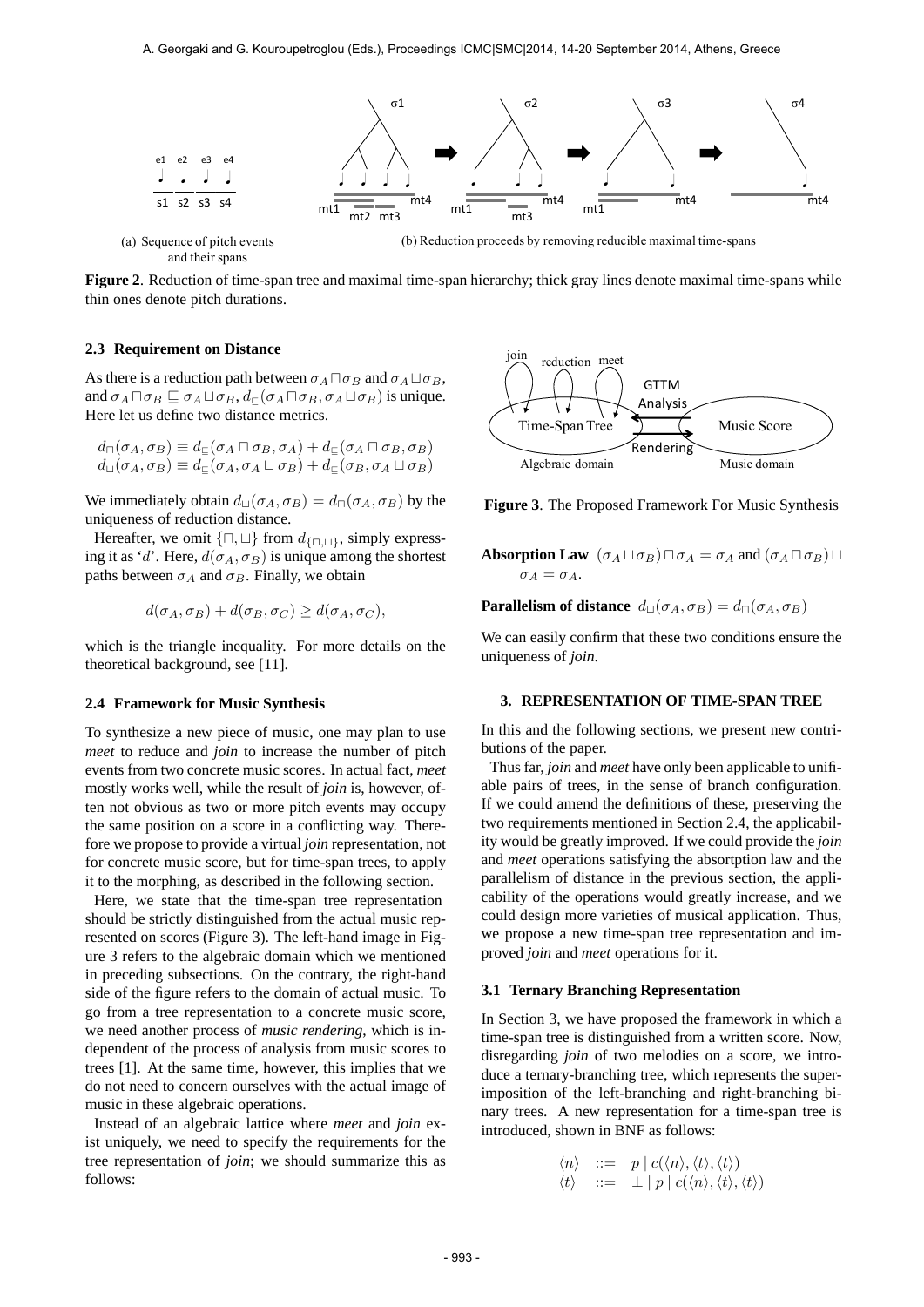(a) Sequence of pitch events and their spans

(b) Reduction proceeds by removing reducible maximal time-spans

**Figure 2**. Reduction of time-span tree and maximal time-span hierarchy; thick gray lines denote maximal time-spans while thin ones denote pitch durations.

### 2.3 Requirement on Distance

As there is a reduction path between $\sigma_A \sqcap \sigma_B$ and $\sigma_A \sqcup \sigma_B$, and $\sigma_A \sqcap \sigma_B \sqsubseteq \sigma_A \sqcup \sigma_B$, $d_{\sqsubseteq}(\sigma_A \sqcap \sigma_B, \sigma_A \sqcup \sigma_B)$ is unique. Here let us define two distance metrics.

$$d_{\sqcap}(\sigma_A, \sigma_B) \equiv d_{\sqsubseteq}(\sigma_A \sqcap \sigma_B, \sigma_A) + d_{\sqsubseteq}(\sigma_A \sqcap \sigma_B, \sigma_B)$$
$$d_{\sqcup}(\sigma_A, \sigma_B) \equiv d_{\sqsubseteq}(\sigma_A, \sigma_A \sqcup \sigma_B) + d_{\sqsubseteq}(\sigma_B, \sigma_A \sqcup \sigma_B)$$

We immediately obtain $d_{\sqcup}(\sigma_A, \sigma_B) = d_{\sqcap}(\sigma_A, \sigma_B)$ by the uniqueness of reduction distance.

Hereafter, we omit $\{\sqcap, \sqcup\}$ from $d_{\{\sqcap,\sqcup\}}$, simply expressing it as '$d$'. Here, $d(\sigma_A, \sigma_B)$ is unique among the shortest paths between $\sigma_A$ and $\sigma_B$. Finally, we obtain

$$d(\sigma_A, \sigma_B) + d(\sigma_B, \sigma_C) \geq d(\sigma_A, \sigma_C),$$

which is the triangle inequality. For more details on the theoretical background, see [11].

### 2.4 Framework for Music Synthesis

To synthesize a new piece of music, one may plan to use *meet* to reduce and *join* to increase the number of pitch events from two concrete music scores. In actual fact, *meet* mostly works well, while the result of *join* is, however, often not obvious as two or more pitch events may occupy the same position on a score in a conflicting way. Therefore we propose to provide a virtual *join* representation, not for concrete music score, but for time-span trees, to apply it to the morphing, as described in the following section.

Here, we state that the time-span tree representation should be strictly distinguished from the actual music represented on scores (Figure 3). The left-hand image in Figure 3 refers to the algebraic domain which we mentioned in preceding subsections. On the contrary, the right-hand side of the figure refers to the domain of actual music. To go from a tree representation to a concrete music score, we need another process of *music rendering*, which is independent of the process of analysis from music scores to trees [1]. At the same time, however, this implies that we do not need to concern ourselves with the actual image of music in these algebraic operations.

Instead of an algebraic lattice where *meet* and *join* exist uniquely, we need to specify the requirements for the tree representation of *join*; we should summarize this as follows:

**Figure 3**. The Proposed Framework For Music Synthesis

**Absorption Law** $(\sigma_A \sqcup \sigma_B) \sqcap \sigma_A = \sigma_A$ and $(\sigma_A \sqcap \sigma_B) \sqcup \sigma_A = \sigma_A$.

**Parallelism of distance** $d_{\sqcup}(\sigma_A, \sigma_B) = d_{\sqcap}(\sigma_A, \sigma_B)$

We can easily confirm that these two conditions ensure the uniqueness of *join*.

## 3. REPRESENTATION OF TIME-SPAN TREE

In this and the following sections, we present new contributions of the paper.

Thus far, *join* and *meet* have only been applicable to unifiable pairs of trees, in the sense of branch configuration. If we could amend the definitions of these, preserving the two requirements mentioned in Section 2.4, the applicability would be greatly improved. If we could provide the *join* and *meet* operations satisfying the absortption law and the parallelism of distance in the previous section, the applicability of the operations would greatly increase, and we could design more varieties of musical application. Thus, we propose a new time-span tree representation and improved *join* and *meet* operations for it.

### 3.1 Ternary Branching Representation

In Section 3, we have proposed the framework in which a time-span tree is distinguished from a written score. Now, disregarding *join* of two melodies on a score, we introduce a ternary-branching tree, which represents the superimposition of the left-branching and right-branching binary trees. A new representation for a time-span tree is introduced, shown in BNF as follows:

$$\langle n \rangle \;::=\; p \mid c(\langle n \rangle, \langle t \rangle, \langle t \rangle)$$
$$\langle t \rangle \;::=\; \perp \mid p \mid c(\langle n \rangle, \langle t \rangle, \langle t \rangle)$$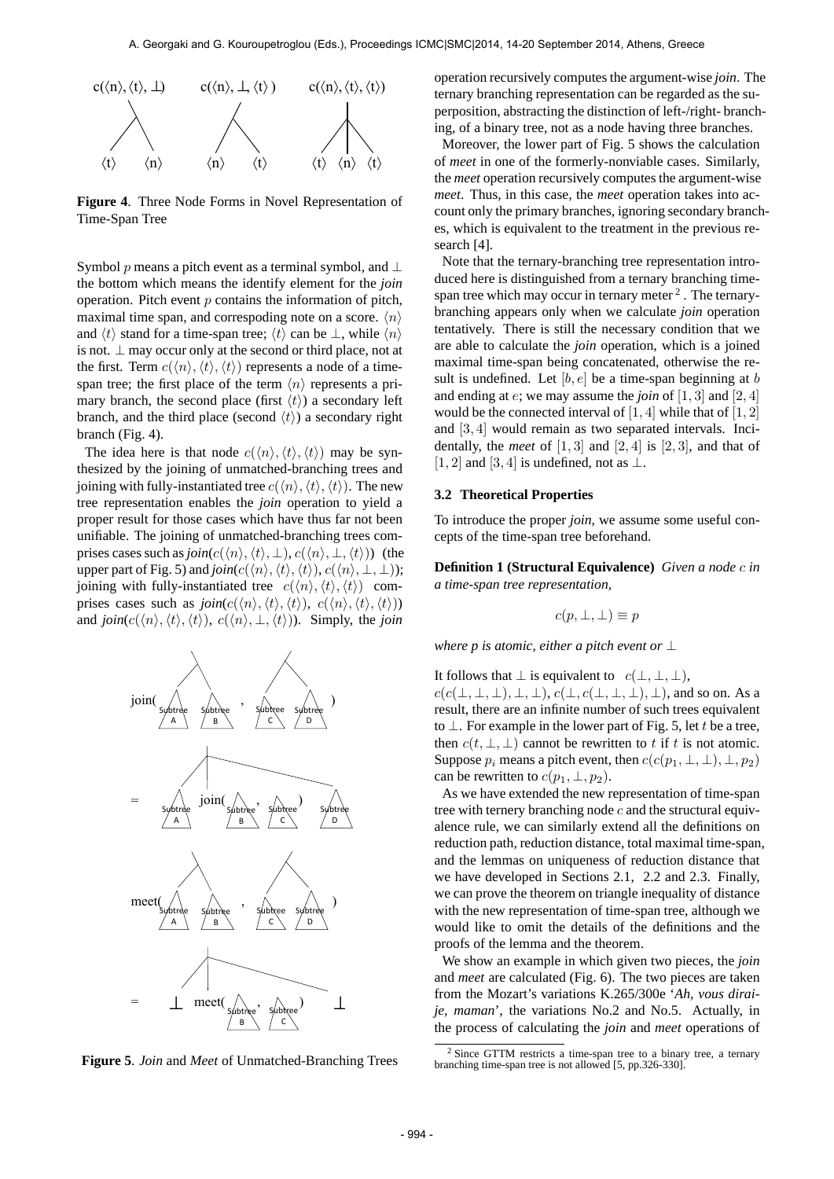**Figure 4**. Three Node Forms in Novel Representation of Time-Span Tree

Symbol $p$ means a pitch event as a terminal symbol, and $\perp$ the bottom which means the identify element for the *join* operation. Pitch event $p$ contains the information of pitch, maximal time span, and correspoding note on a score. $\langle n \rangle$ and $\langle t \rangle$ stand for a time-span tree; $\langle t \rangle$ can be $\perp$, while $\langle n \rangle$ is not. $\perp$ may occur only at the second or third place, not at the first. Term $c(\langle n \rangle, \langle t \rangle, \langle t \rangle)$ represents a node of a time-span tree; the first place of the term $\langle n \rangle$ represents a primary branch, the second place (first $\langle t \rangle$) a secondary left branch, and the third place (second $\langle t \rangle$) a secondary right branch (Fig. 4).

The idea here is that node $c(\langle n \rangle, \langle t \rangle, \langle t \rangle)$ may be synthesized by the joining of unmatched-branching trees and joining with fully-instantiated tree $c(\langle n \rangle, \langle t \rangle, \langle t \rangle)$. The new tree representation enables the *join* operation to yield a proper result for those cases which have thus far not been unifiable. The joining of unmatched-branching trees comprises cases such as *join*($c(\langle n \rangle, \langle t \rangle, \perp)$, $c(\langle n \rangle, \perp, \langle t \rangle)$) (the upper part of Fig. 5) and *join*($c(\langle n \rangle, \langle t \rangle, \langle t \rangle)$, $c(\langle n \rangle, \perp, \perp)$); joining with fully-instantiated tree $c(\langle n \rangle, \langle t \rangle, \langle t \rangle)$ comprises cases such as *join*($c(\langle n \rangle, \langle t \rangle, \langle t \rangle)$, $c(\langle n \rangle, \langle t \rangle, \langle t \rangle)$) and *join*($c(\langle n \rangle, \langle t \rangle, \langle t \rangle)$, $c(\langle n \rangle, \perp, \langle t \rangle)$). Simply, the *join* operation recursively computes the argument-wise *join*. The ternary branching representation can be regarded as the superposition, abstracting the distinction of left-/right- branching, of a binary tree, not as a node having three branches.

**Figure 5**. *Join* and *Meet* of Unmatched-Branching Trees

Moreover, the lower part of Fig. 5 shows the calculation of *meet* in one of the formerly-nonviable cases. Similarly, the *meet* operation recursively computes the argument-wise *meet*. Thus, in this case, the *meet* operation takes into account only the primary branches, ignoring secondary branches, which is equivalent to the treatment in the previous research [4].

Note that the ternary-branching tree representation introduced here is distinguished from a ternary branching time-span tree which may occur in ternary meter [2]. The ternary-branching appears only when we calculate *join* operation tentatively. There is still the necessary condition that we are able to calculate the *join* operation, which is a joined maximal time-span being concatenated, otherwise the result is undefined. Let $[b, e]$ be a time-span beginning at $b$ and ending at $e$; we may assume the *join* of $[1, 3]$ and $[2, 4]$ would be the connected interval of $[1, 4]$ while that of $[1, 2]$ and $[3, 4]$ would remain as two separated intervals. Incidentally, the *meet* of $[1, 3]$ and $[2, 4]$ is $[2, 3]$, and that of $[1, 2]$ and $[3, 4]$ is undefined, not as $\perp$.

### 3.2 Theoretical Properties

To introduce the proper *join*, we assume some useful concepts of the time-span tree beforehand.

**Definition 1 (Structural Equivalence)** *Given a node $c$ in a time-span tree representation,*

$$c(p, \perp, \perp) \equiv p$$

*where p is atomic, either a pitch event or* $\perp$

It follows that $\perp$ is equivalent to $c(\perp, \perp, \perp)$, $c(c(\perp, \perp, \perp), \perp, \perp)$, $c(\perp, c(\perp, \perp, \perp), \perp)$, and so on. As a result, there are an infinite number of such trees equivalent to $\perp$. For example in the lower part of Fig. 5, let $t$ be a tree, then $c(t, \perp, \perp)$ cannot be rewritten to $t$ if $t$ is not atomic. Suppose $p_i$ means a pitch event, then $c(c(p_1, \perp, \perp), \perp, p_2)$ can be rewritten to $c(p_1, \perp, p_2)$.

As we have extended the new representation of time-span tree with ternery branching node $c$ and the structural equivalence rule, we can similarly extend all the definitions on reduction path, reduction distance, total maximal time-span, and the lemmas on uniqueness of reduction distance that we have developed in Sections 2.1, 2.2 and 2.3. Finally, we can prove the theorem on triangle inequality of distance with the new representation of time-span tree, although we would like to omit the details of the definitions and the proofs of the lemma and the theorem.

We show an example in which given two pieces, the *join* and *meet* are calculated (Fig. 6). The two pieces are taken from the Mozart's variations K.265/300e '*Ah, vous dirai-je, maman*', the variations No.2 and No.5. Actually, in the process of calculating the *join* and *meet* operations of

[2] Since GTTM restricts a time-span tree to a binary tree, a ternary branching time-span tree is not allowed [5, pp.326-330].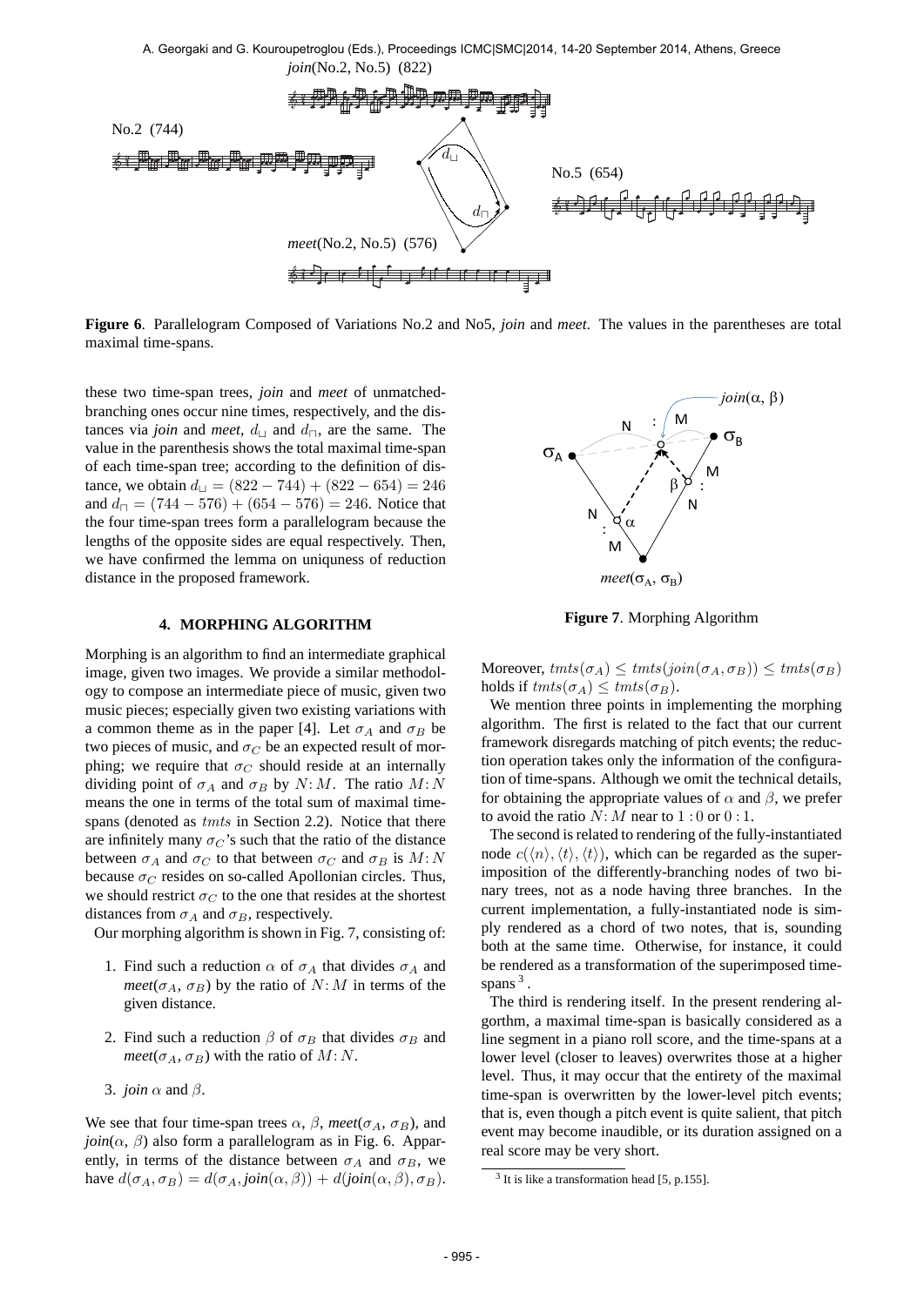**Figure 6**. Parallelogram Composed of Variations No.2 and No5, *join* and *meet*. The values in the parentheses are total maximal time-spans.

these two time-span trees, *join* and *meet* of unmatched-branching ones occur nine times, respectively, and the distances via *join* and *meet*, $d_\sqcup$ and $d_\sqcap$, are the same. The value in the parenthesis shows the total maximal time-span of each time-span tree; according to the definition of distance, we obtain $d_\sqcup = (822-744)+(822-654) = 246$ and $d_\sqcap = (744-576)+(654-576) = 246$. Notice that the four time-span trees form a parallelogram because the lengths of the opposite sides are equal respectively. Then, we have confirmed the lemma on uniquness of reduction distance in the proposed framework.

## 4. MORPHING ALGORITHM

Morphing is an algorithm to find an intermediate graphical image, given two images. We provide a similar methodology to compose an intermediate piece of music, given two music pieces; especially given two existing variations with a common theme as in the paper [4]. Let $\sigma_A$ and $\sigma_B$ be two pieces of music, and $\sigma_C$ be an expected result of morphing; we require that $\sigma_C$ should reside at an internally dividing point of $\sigma_A$ and $\sigma_B$ by $N\colon M$. The ratio $M\colon N$ means the one in terms of the total sum of maximal time-spans (denoted as $tmts$ in Section 2.2). Notice that there are infinitely many $\sigma_C$'s such that the ratio of the distance between $\sigma_A$ and $\sigma_C$ to that between $\sigma_C$ and $\sigma_B$ is $M\colon N$ because $\sigma_C$ resides on so-called Apollonian circles. Thus, we should restrict $\sigma_C$ to the one that resides at the shortest distances from $\sigma_A$ and $\sigma_B$, respectively.

Our morphing algorithm is shown in Fig. 7, consisting of:

1. Find such a reduction $\alpha$ of $\sigma_A$ that divides $\sigma_A$ and *meet*($\sigma_A$, $\sigma_B$) by the ratio of $N\colon M$ in terms of the given distance.
2. Find such a reduction $\beta$ of $\sigma_B$ that divides $\sigma_B$ and *meet*($\sigma_A$, $\sigma_B$) with the ratio of $M\colon N$.
3. *join* $\alpha$ and $\beta$.

We see that four time-span trees $\alpha$, $\beta$, *meet*($\sigma_A$, $\sigma_B$), and *join*($\alpha$, $\beta$) also form a parallelogram as in Fig. 6. Apparently, in terms of the distance between $\sigma_A$ and $\sigma_B$, we have $d(\sigma_A, \sigma_B) = d(\sigma_A, join(\alpha, \beta)) + d(join(\alpha, \beta), \sigma_B)$.

**Figure 7**. Morphing Algorithm

Moreover, $tmts(\sigma_A) \le tmts(join(\sigma_A, \sigma_B)) \le tmts(\sigma_B)$ holds if $tmts(\sigma_A) \le tmts(\sigma_B)$.

We mention three points in implementing the morphing algorithm. The first is related to the fact that our current framework disregards matching of pitch events; the reduction operation takes only the information of the configuration of time-spans. Although we omit the technical details, for obtaining the appropriate values of $\alpha$ and $\beta$, we prefer to avoid the ratio $N\colon M$ near to $1:0$ or $0:1$.

The second is related to rendering of the fully-instantiated node $c(\langle n\rangle, \langle t\rangle, \langle t\rangle)$, which can be regarded as the superimposition of the differently-branching nodes of two binary trees, not as a node having three branches. In the current implementation, a fully-instantiated node is simply rendered as a chord of two notes, that is, sounding both at the same time. Otherwise, for instance, it could be rendered as a transformation of the superimposed time-spans [3].

The third is rendering itself. In the present rendering algorthm, a maximal time-span is basically considered as a line segment in a piano roll score, and the time-spans at a lower level (closer to leaves) overwrites those at a higher level. Thus, it may occur that the entirety of the maximal time-span is overwritten by the lower-level pitch events; that is, even though a pitch event is quite salient, that pitch event may become inaudible, or its duration assigned on a real score may be very short.

[3] It is like a transformation head [5, p.155].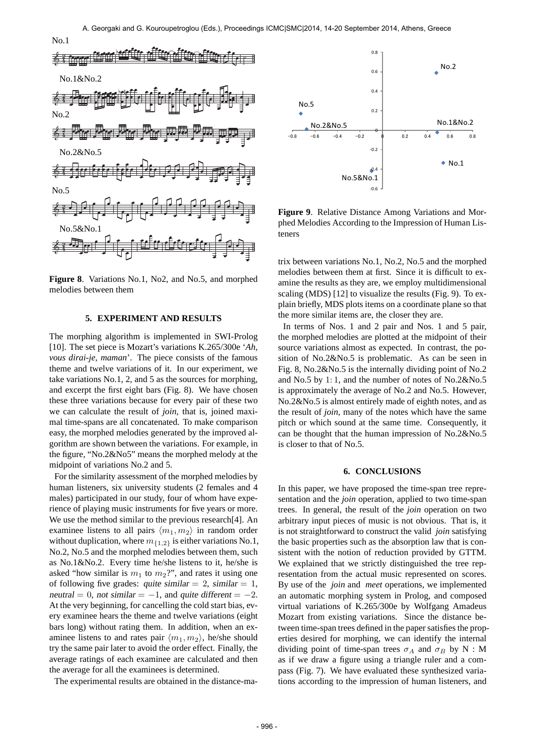Figure 8. Variations No.1, No2, and No.5, and morphed melodies between them

## 5. EXPERIMENT AND RESULTS

The morphing algorithm is implemented in SWI-Prolog [10]. The set piece is Mozart's variations K.265/300e '*Ah, vous dirai-je, maman*'. The piece consists of the famous theme and twelve variations of it. In our experiment, we take variations No.1, 2, and 5 as the sources for morphing, and excerpt the first eight bars (Fig. 8). We have chosen these three variations because for every pair of these two we can calculate the result of *join*, that is, joined maximal time-spans are all concatenated. To make comparison easy, the morphed melodies generated by the improved algorithm are shown between the variations. For example, in the figure, "No.2&No5" means the morphed melody at the midpoint of variations No.2 and 5.

For the similarity assessment of the morphed melodies by human listeners, six university students (2 females and 4 males) participated in our study, four of whom have experience of playing music instruments for five years or more. We use the method similar to the previous research[4]. An examinee listens to all pairs $\langle m_1, m_2 \rangle$ in random order without duplication, where $m_{\{1,2\}}$ is either variations No.1, No.2, No.5 and the morphed melodies between them, such as No.1&No.2. Every time he/she listens to it, he/she is asked "how similar is $m_1$ to $m_2$?", and rates it using one of following five grades: *quite similar* $= 2$, *similar* $= 1$, *neutral* $= 0$, *not similar* $= -1$, and *quite different* $= -2$. At the very beginning, for cancelling the cold start bias, every examinee hears the theme and twelve variations (eight bars long) without rating them. In addition, when an examinee listens to and rates pair $\langle m_1, m_2 \rangle$, he/she should try the same pair later to avoid the order effect. Finally, the average ratings of each examinee are calculated and then the average for all the examinees is determined.

The experimental results are obtained in the distance-matrix between variations No.1, No.2, No.5 and the morphed melodies between them at first. Since it is difficult to examine the results as they are, we employ multidimensional scaling (MDS) [12] to visualize the results (Fig. 9). To explain briefly, MDS plots items on a coordinate plane so that the more similar items are, the closer they are.

Figure 9. Relative Distance Among Variations and Morphed Melodies According to the Impression of Human Listeners

In terms of Nos. 1 and 2 pair and Nos. 1 and 5 pair, the morphed melodies are plotted at the midpoint of their source variations almost as expected. In contrast, the position of No.2&No.5 is problematic. As can be seen in Fig. 8, No.2&No.5 is the internally dividing point of No.2 and No.5 by 1: 1, and the number of notes of No.2&No.5 is approximately the average of No.2 and No.5. However, No.2&No.5 is almost entirely made of eighth notes, and as the result of *join*, many of the notes which have the same pitch or which sound at the same time. Consequently, it can be thought that the human impression of No.2&No.5 is closer to that of No.5.

## 6. CONCLUSIONS

In this paper, we have proposed the time-span tree representation and the *join* operation, applied to two time-span trees. In general, the result of the *join* operation on two arbitrary input pieces of music is not obvious. That is, it is not straightforward to construct the valid *join* satisfying the basic properties such as the absorption law that is consistent with the notion of reduction provided by GTTM. We explained that we strictly distinguished the tree representation from the actual music represented on scores. By use of the *join* and *meet* operations, we implemented an automatic morphing system in Prolog, and composed virtual variations of K.265/300e by Wolfgang Amadeus Mozart from existing variations. Since the distance between time-span trees defined in the paper satisfies the properties desired for morphing, we can identify the internal dividing point of time-span trees $\sigma_A$ and $\sigma_B$ by N : M as if we draw a figure using a triangle ruler and a compass (Fig. 7). We have evaluated these synthesized variations according to the impression of human listeners, and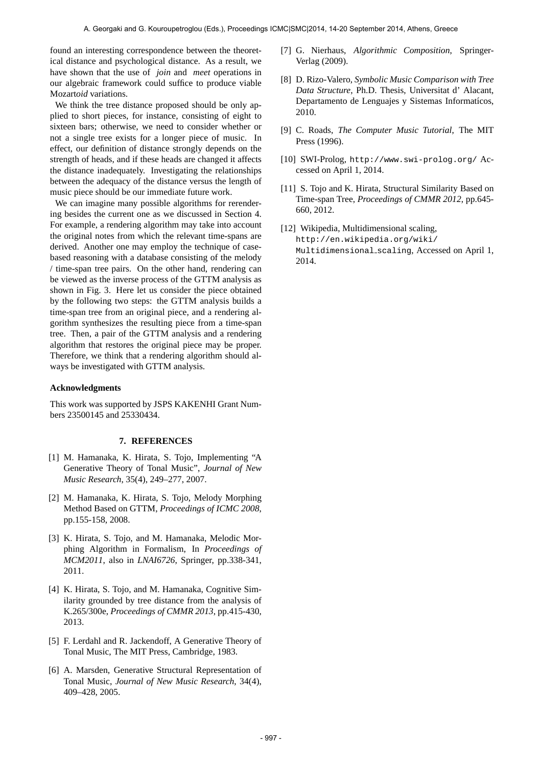found an interesting correspondence between the theoretical distance and psychological distance. As a result, we have shown that the use of *join* and *meet* operations in our algebraic framework could suffice to produce viable Mozart*oid* variations.

We think the tree distance proposed should be only applied to short pieces, for instance, consisting of eight to sixteen bars; otherwise, we need to consider whether or not a single tree exists for a longer piece of music. In effect, our definition of distance strongly depends on the strength of heads, and if these heads are changed it affects the distance inadequately. Investigating the relationships between the adequacy of the distance versus the length of music piece should be our immediate future work.

We can imagine many possible algorithms for rerendering besides the current one as we discussed in Section 4. For example, a rendering algorithm may take into account the original notes from which the relevant time-spans are derived. Another one may employ the technique of case-based reasoning with a database consisting of the melody / time-span tree pairs. On the other hand, rendering can be viewed as the inverse process of the GTTM analysis as shown in Fig. 3. Here let us consider the piece obtained by the following two steps: the GTTM analysis builds a time-span tree from an original piece, and a rendering algorithm synthesizes the resulting piece from a time-span tree. Then, a pair of the GTTM analysis and a rendering algorithm that restores the original piece may be proper. Therefore, we think that a rendering algorithm should always be investigated with GTTM analysis.

**Acknowledgments**

This work was supported by JSPS KAKENHI Grant Numbers 23500145 and 25330434.

## 7. REFERENCES

[1] M. Hamanaka, K. Hirata, S. Tojo, Implementing "A Generative Theory of Tonal Music", *Journal of New Music Research*, 35(4), 249–277, 2007.

[2] M. Hamanaka, K. Hirata, S. Tojo, Melody Morphing Method Based on GTTM, *Proceedings of ICMC 2008*, pp.155-158, 2008.

[3] K. Hirata, S. Tojo, and M. Hamanaka, Melodic Morphing Algorithm in Formalism, In *Proceedings of MCM2011*, also in *LNAI6726*, Springer, pp.338-341, 2011.

[4] K. Hirata, S. Tojo, and M. Hamanaka, Cognitive Similarity grounded by tree distance from the analysis of K.265/300e, *Proceedings of CMMR 2013*, pp.415-430, 2013.

[5] F. Lerdahl and R. Jackendoff, A Generative Theory of Tonal Music, The MIT Press, Cambridge, 1983.

[6] A. Marsden, Generative Structural Representation of Tonal Music, *Journal of New Music Research*, 34(4), 409–428, 2005.

[7] G. Nierhaus, *Algorithmic Composition*, Springer-Verlag (2009).

[8] D. Rizo-Valero, *Symbolic Music Comparison with Tree Data Structure*, Ph.D. Thesis, Universitat d' Alacant, Departamento de Lenguajes y Sistemas Informatícos, 2010.

[9] C. Roads, *The Computer Music Tutorial*, The MIT Press (1996).

[10] SWI-Prolog, `http://www.swi-prolog.org/` Accessed on April 1, 2014.

[11] S. Tojo and K. Hirata, Structural Similarity Based on Time-span Tree, *Proceedings of CMMR 2012*, pp.645-660, 2012.

[12] Wikipedia, Multidimensional scaling, `http://en.wikipedia.org/wiki/Multidimensional_scaling`, Accessed on April 1, 2014.